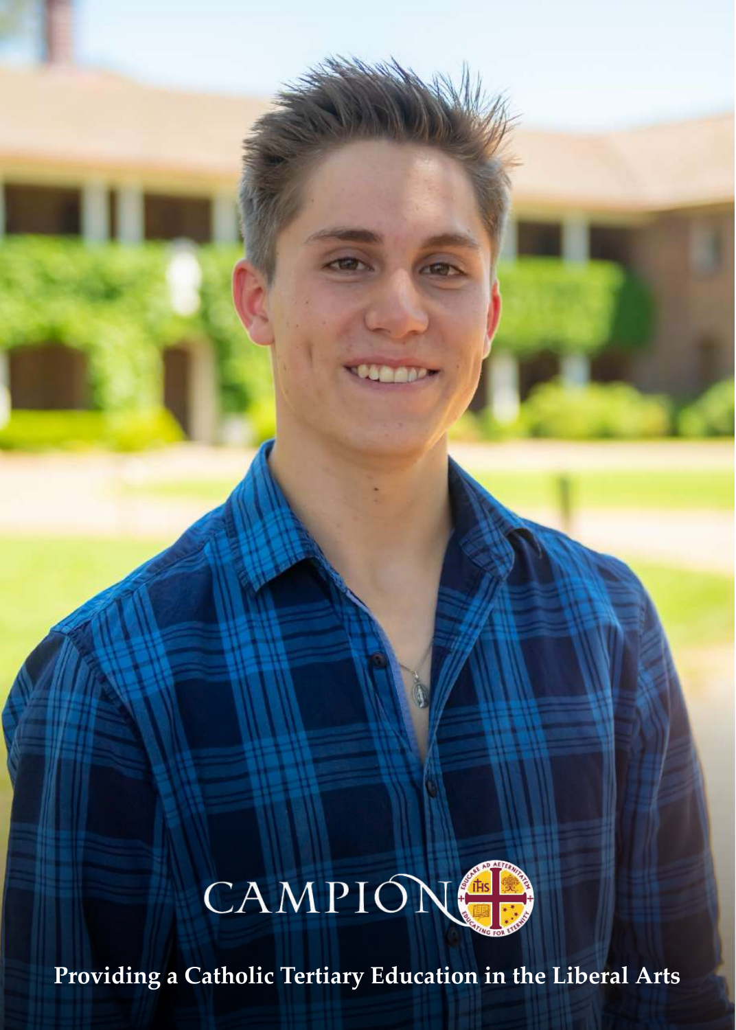CAMPION

**Providing a Catholic Tertiary Education in the Liberal Arts**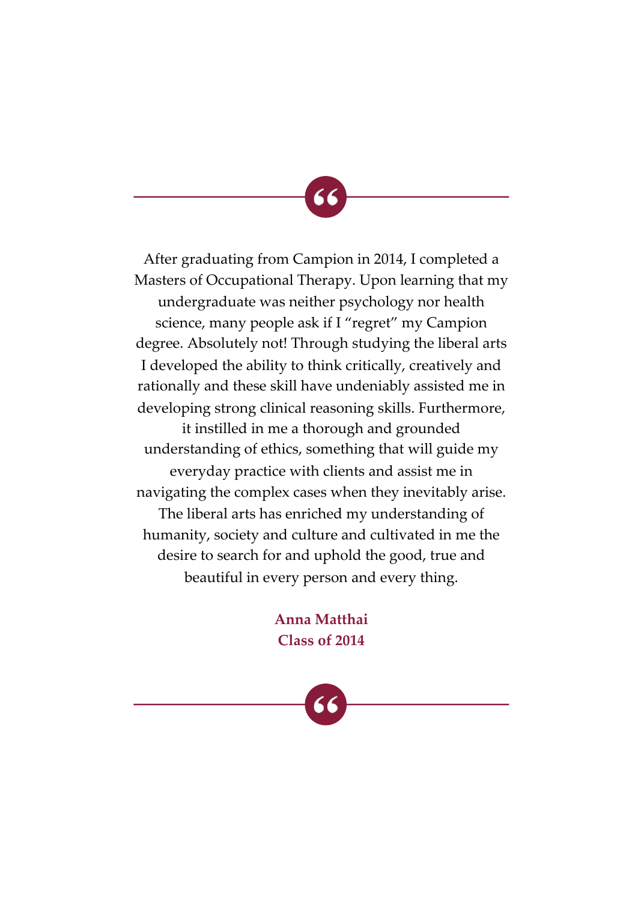After graduating from Campion in 2014, I completed a Masters of Occupational Therapy. Upon learning that my undergraduate was neither psychology nor health science, many people ask if I “regret” my Campion degree. Absolutely not! Through studying the liberal arts I developed the ability to think critically, creatively and rationally and these skill have undeniably assisted me in developing strong clinical reasoning skills. Furthermore, it instilled in me a thorough and grounded understanding of ethics, something that will guide my everyday practice with clients and assist me in navigating the complex cases when they inevitably arise. The liberal arts has enriched my understanding of humanity, society and culture and cultivated in me the desire to search for and uphold the good, true and beautiful in every person and every thing.

**Anna Matthai**
**Class of 2014**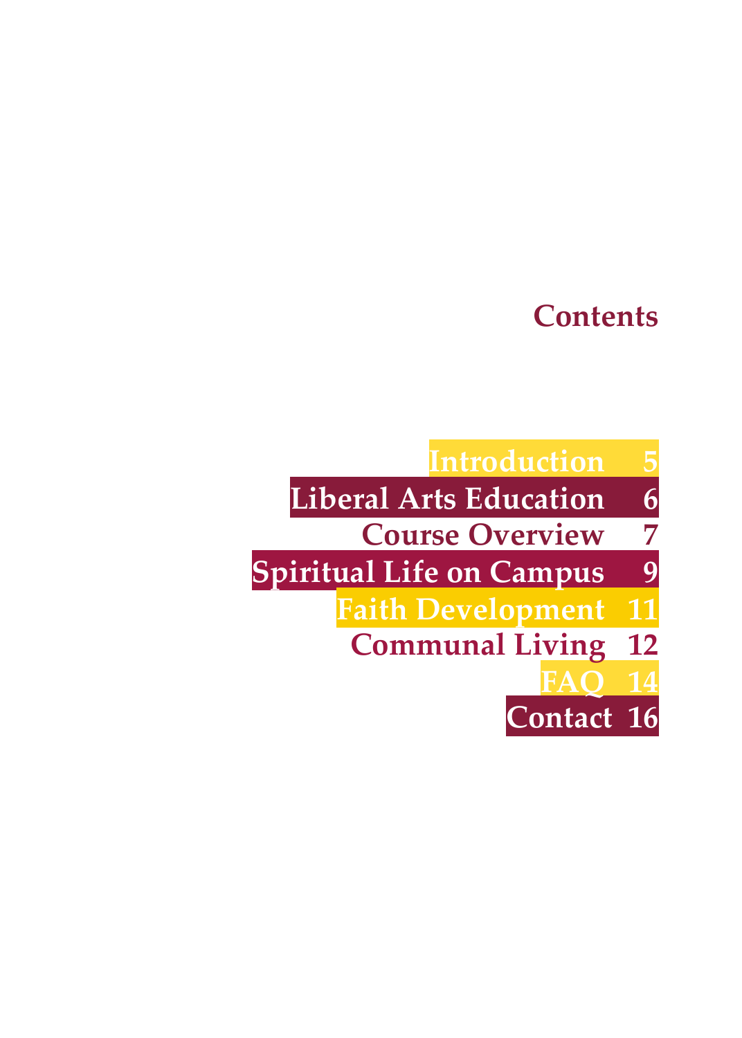# Contents

| | |
|---|---|
| Introduction | 5 |
| Liberal Arts Education | 6 |
| Course Overview | 7 |
| Spiritual Life on Campus | 9 |
| Faith Development | 11 |
| Communal Living | 12 |
| FAQ | 14 |
| Contact | 16 |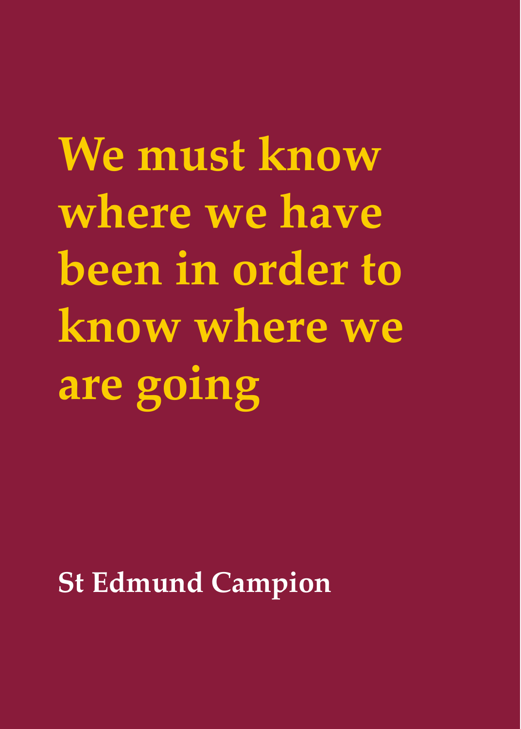# We must know where we have been in order to know where we are going

**St Edmund Campion**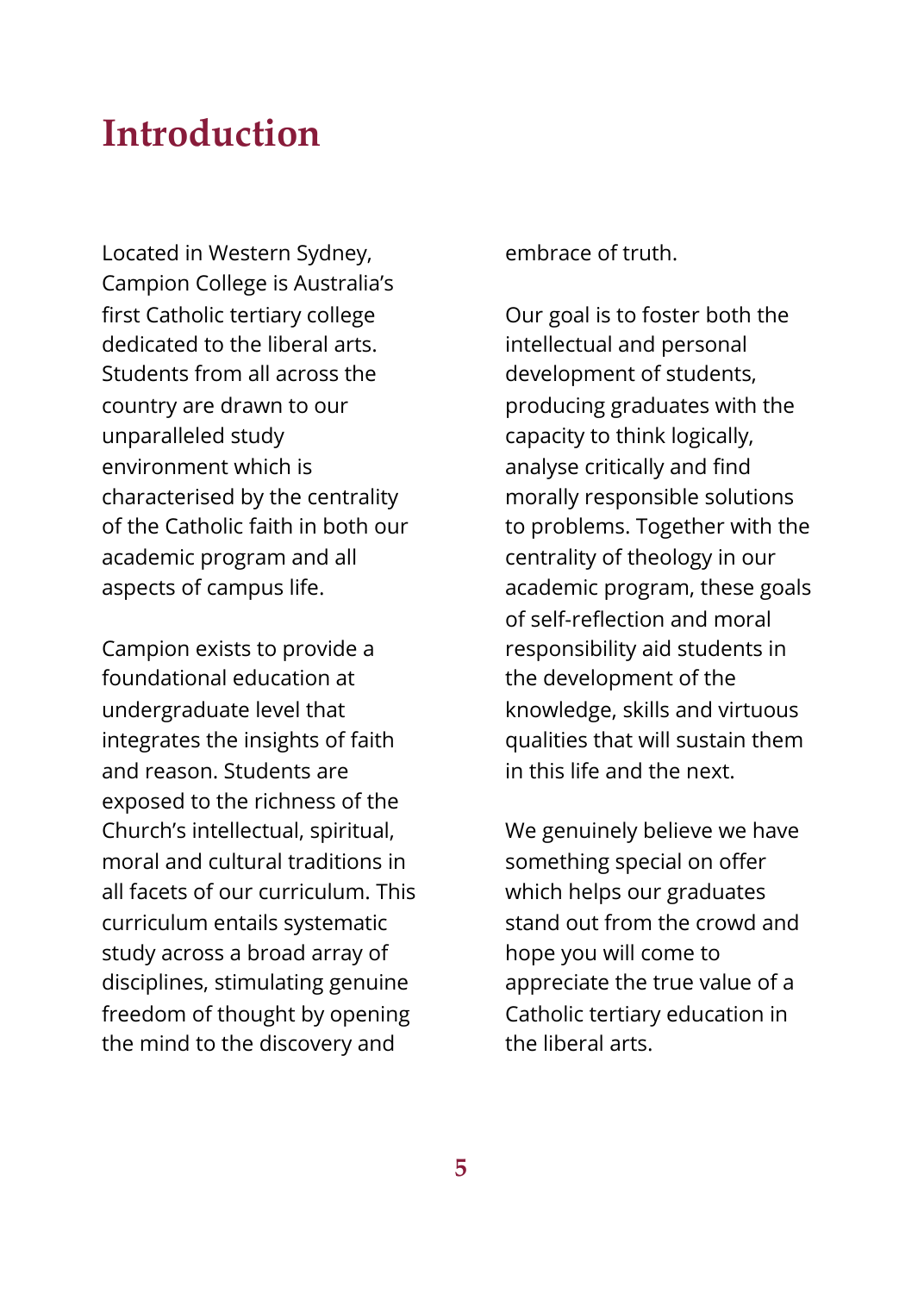# Introduction

Located in Western Sydney, Campion College is Australia's first Catholic tertiary college dedicated to the liberal arts. Students from all across the country are drawn to our unparalleled study environment which is characterised by the centrality of the Catholic faith in both our academic program and all aspects of campus life.

Campion exists to provide a foundational education at undergraduate level that integrates the insights of faith and reason. Students are exposed to the richness of the Church's intellectual, spiritual, moral and cultural traditions in all facets of our curriculum. This curriculum entails systematic study across a broad array of disciplines, stimulating genuine freedom of thought by opening the mind to the discovery and embrace of truth.

Our goal is to foster both the intellectual and personal development of students, producing graduates with the capacity to think logically, analyse critically and find morally responsible solutions to problems. Together with the centrality of theology in our academic program, these goals of self-reflection and moral responsibility aid students in the development of the knowledge, skills and virtuous qualities that will sustain them in this life and the next.

We genuinely believe we have something special on offer which helps our graduates stand out from the crowd and hope you will come to appreciate the true value of a Catholic tertiary education in the liberal arts.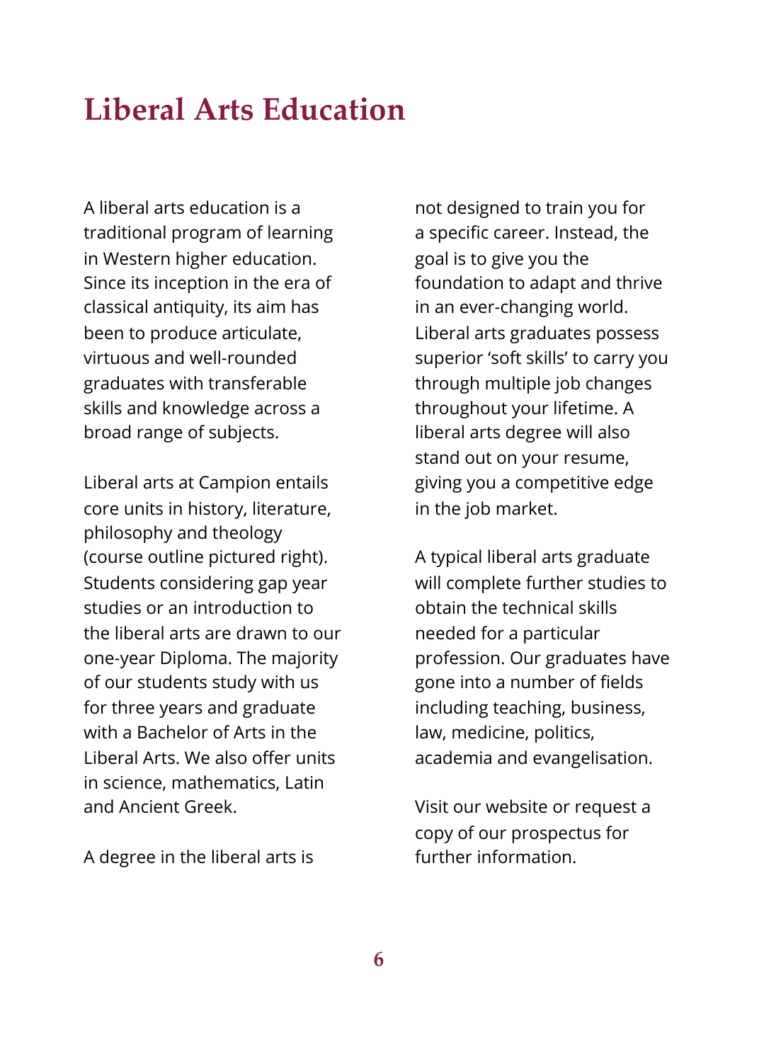# Liberal Arts Education

A liberal arts education is a traditional program of learning in Western higher education. Since its inception in the era of classical antiquity, its aim has been to produce articulate, virtuous and well-rounded graduates with transferable skills and knowledge across a broad range of subjects.

Liberal arts at Campion entails core units in history, literature, philosophy and theology (course outline pictured right). Students considering gap year studies or an introduction to the liberal arts are drawn to our one-year Diploma. The majority of our students study with us for three years and graduate with a Bachelor of Arts in the Liberal Arts. We also offer units in science, mathematics, Latin and Ancient Greek.

A degree in the liberal arts is not designed to train you for a specific career. Instead, the goal is to give you the foundation to adapt and thrive in an ever-changing world. Liberal arts graduates possess superior 'soft skills' to carry you through multiple job changes throughout your lifetime. A liberal arts degree will also stand out on your resume, giving you a competitive edge in the job market.

A typical liberal arts graduate will complete further studies to obtain the technical skills needed for a particular profession. Our graduates have gone into a number of fields including teaching, business, law, medicine, politics, academia and evangelisation.

Visit our website or request a copy of our prospectus for further information.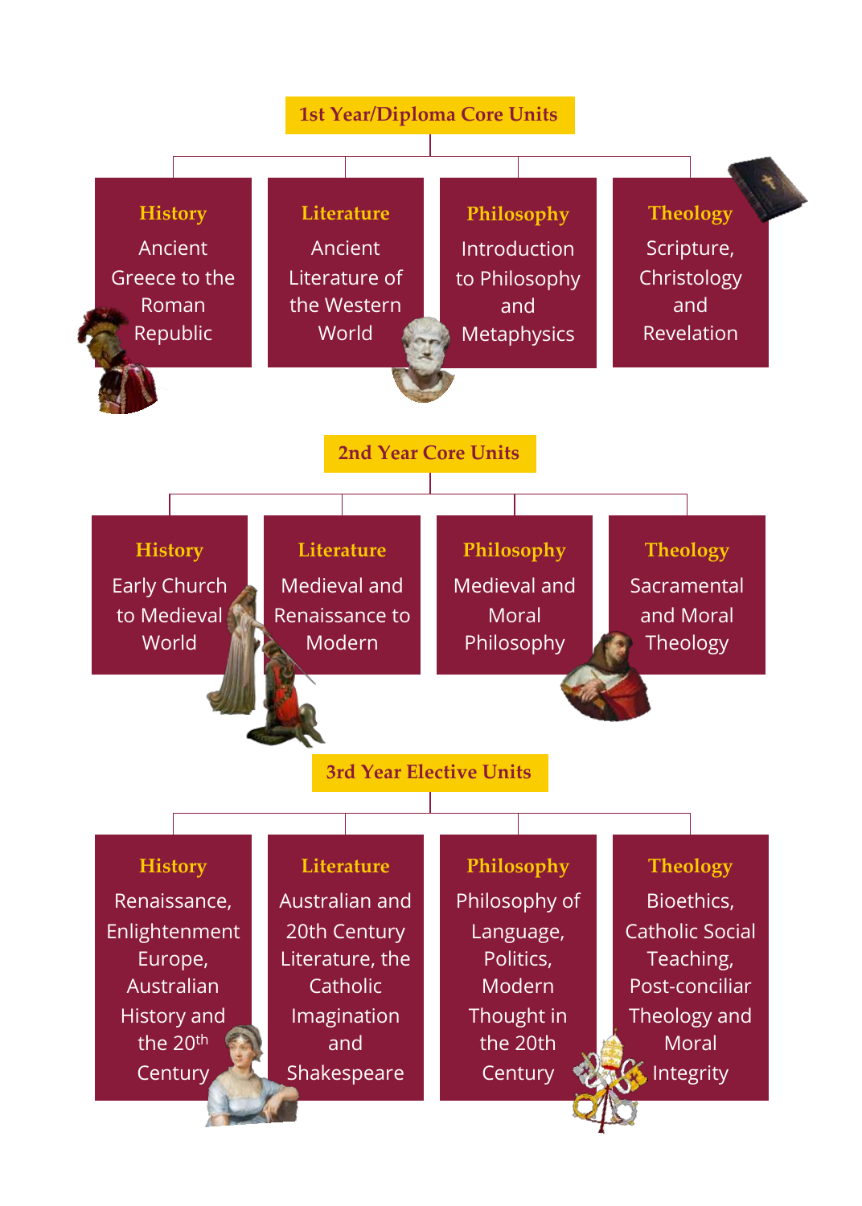## 1st Year/Diploma Core Units

**History**
Ancient Greece to the Roman Republic

**Literature**
Ancient Literature of the Western World

**Philosophy**
Introduction to Philosophy and Metaphysics

**Theology**
Scripture, Christology and Revelation

## 2nd Year Core Units

**History**
Early Church to Medieval World

**Literature**
Medieval and Renaissance to Modern

**Philosophy**
Medieval and Moral Philosophy

**Theology**
Sacramental and Moral Theology

## 3rd Year Elective Units

**History**
Renaissance, Enlightenment Europe, Australian History and the 20th Century

**Literature**
Australian and 20th Century Literature, the Catholic Imagination and Shakespeare

**Philosophy**
Philosophy of Language, Politics, Modern Thought in the 20th Century

**Theology**
Bioethics, Catholic Social Teaching, Post-conciliar Theology and Moral Integrity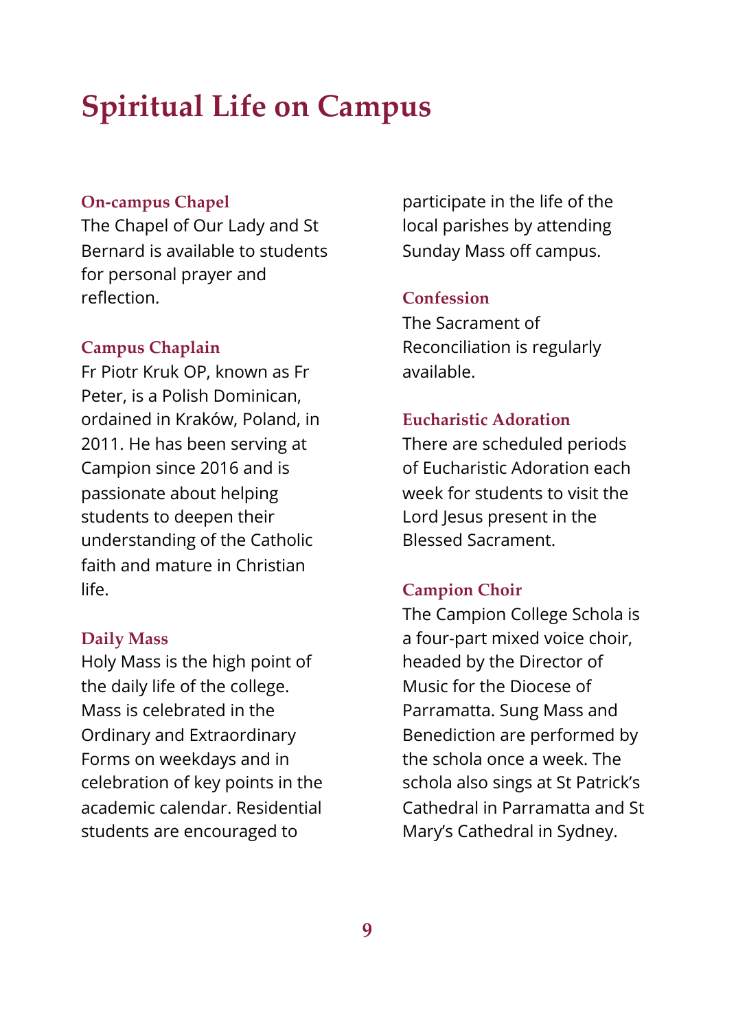# Spiritual Life on Campus

### On-campus Chapel

The Chapel of Our Lady and St Bernard is available to students for personal prayer and reflection.

### Campus Chaplain

Fr Piotr Kruk OP, known as Fr Peter, is a Polish Dominican, ordained in Kraków, Poland, in 2011. He has been serving at Campion since 2016 and is passionate about helping students to deepen their understanding of the Catholic faith and mature in Christian life.

### Daily Mass

Holy Mass is the high point of the daily life of the college. Mass is celebrated in the Ordinary and Extraordinary Forms on weekdays and in celebration of key points in the academic calendar. Residential students are encouraged to participate in the life of the local parishes by attending Sunday Mass off campus.

### Confession

The Sacrament of Reconciliation is regularly available.

### Eucharistic Adoration

There are scheduled periods of Eucharistic Adoration each week for students to visit the Lord Jesus present in the Blessed Sacrament.

### Campion Choir

The Campion College Schola is a four-part mixed voice choir, headed by the Director of Music for the Diocese of Parramatta. Sung Mass and Benediction are performed by the schola once a week. The schola also sings at St Patrick's Cathedral in Parramatta and St Mary's Cathedral in Sydney.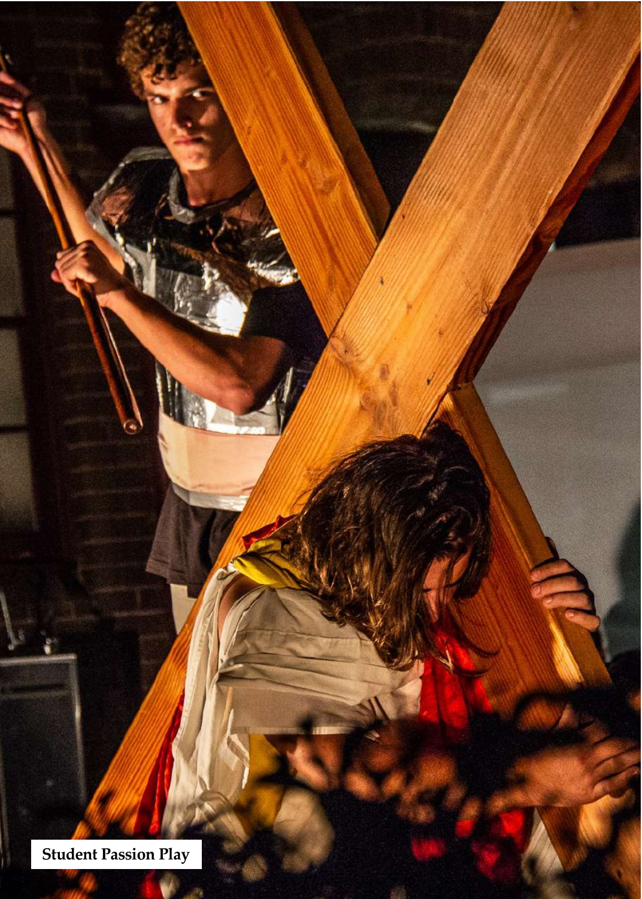Student Passion Play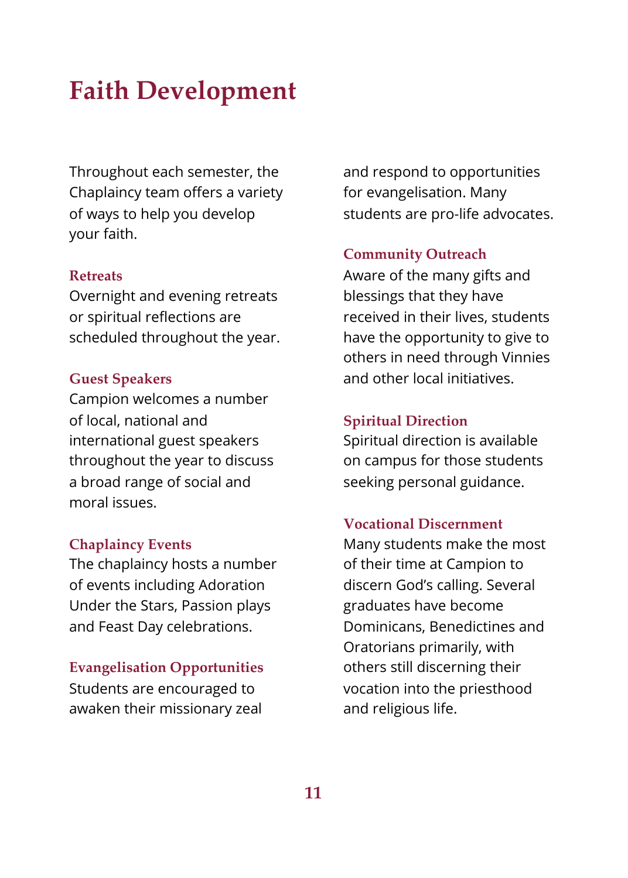# Faith Development

Throughout each semester, the Chaplaincy team offers a variety of ways to help you develop your faith.

### Retreats

Overnight and evening retreats or spiritual reflections are scheduled throughout the year.

### Guest Speakers

Campion welcomes a number of local, national and international guest speakers throughout the year to discuss a broad range of social and moral issues.

### Chaplaincy Events

The chaplaincy hosts a number of events including Adoration Under the Stars, Passion plays and Feast Day celebrations.

### Evangelisation Opportunities

Students are encouraged to awaken their missionary zeal and respond to opportunities for evangelisation. Many students are pro-life advocates.

### Community Outreach

Aware of the many gifts and blessings that they have received in their lives, students have the opportunity to give to others in need through Vinnies and other local initiatives.

### Spiritual Direction

Spiritual direction is available on campus for those students seeking personal guidance.

### Vocational Discernment

Many students make the most of their time at Campion to discern God's calling. Several graduates have become Dominicans, Benedictines and Oratorians primarily, with others still discerning their vocation into the priesthood and religious life.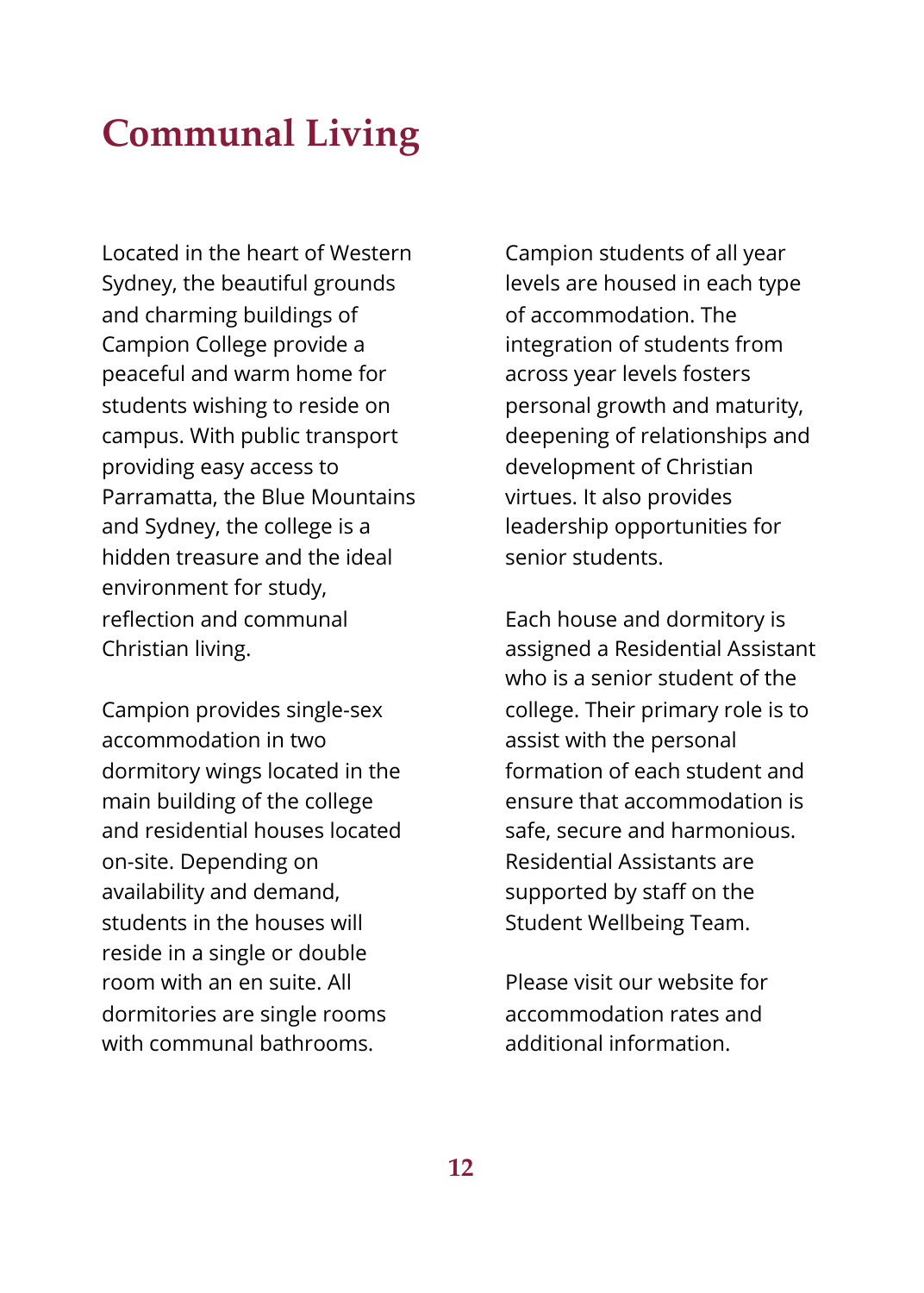# Communal Living

Located in the heart of Western Sydney, the beautiful grounds and charming buildings of Campion College provide a peaceful and warm home for students wishing to reside on campus. With public transport providing easy access to Parramatta, the Blue Mountains and Sydney, the college is a hidden treasure and the ideal environment for study, reflection and communal Christian living.

Campion provides single-sex accommodation in two dormitory wings located in the main building of the college and residential houses located on-site. Depending on availability and demand, students in the houses will reside in a single or double room with an en suite. All dormitories are single rooms with communal bathrooms.

Campion students of all year levels are housed in each type of accommodation. The integration of students from across year levels fosters personal growth and maturity, deepening of relationships and development of Christian virtues. It also provides leadership opportunities for senior students.

Each house and dormitory is assigned a Residential Assistant who is a senior student of the college. Their primary role is to assist with the personal formation of each student and ensure that accommodation is safe, secure and harmonious. Residential Assistants are supported by staff on the Student Wellbeing Team.

Please visit our website for accommodation rates and additional information.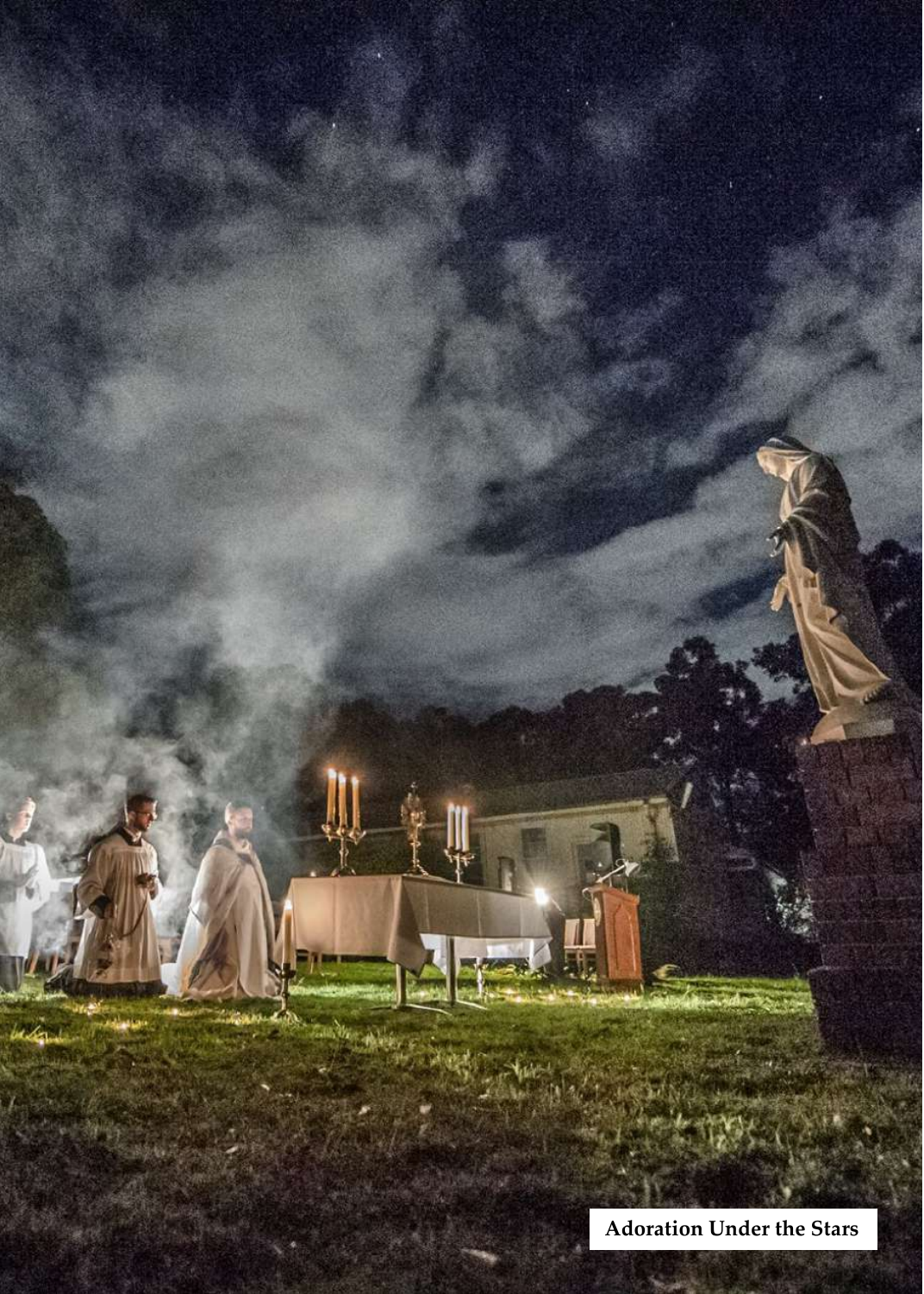Adoration Under the Stars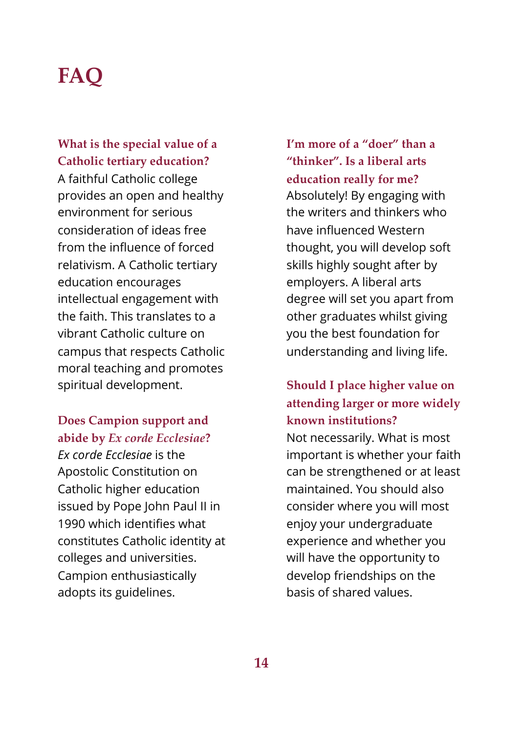# FAQ

### What is the special value of a Catholic tertiary education?

A faithful Catholic college provides an open and healthy environment for serious consideration of ideas free from the influence of forced relativism. A Catholic tertiary education encourages intellectual engagement with the faith. This translates to a vibrant Catholic culture on campus that respects Catholic moral teaching and promotes spiritual development.

### Does Campion support and abide by *Ex corde Ecclesiae*?

*Ex corde Ecclesiae* is the Apostolic Constitution on Catholic higher education issued by Pope John Paul II in 1990 which identifies what constitutes Catholic identity at colleges and universities. Campion enthusiastically adopts its guidelines.

### I'm more of a "doer" than a "thinker". Is a liberal arts education really for me?

Absolutely! By engaging with the writers and thinkers who have influenced Western thought, you will develop soft skills highly sought after by employers. A liberal arts degree will set you apart from other graduates whilst giving you the best foundation for understanding and living life.

### Should I place higher value on attending larger or more widely known institutions?

Not necessarily. What is most important is whether your faith can be strengthened or at least maintained. You should also consider where you will most enjoy your undergraduate experience and whether you will have the opportunity to develop friendships on the basis of shared values.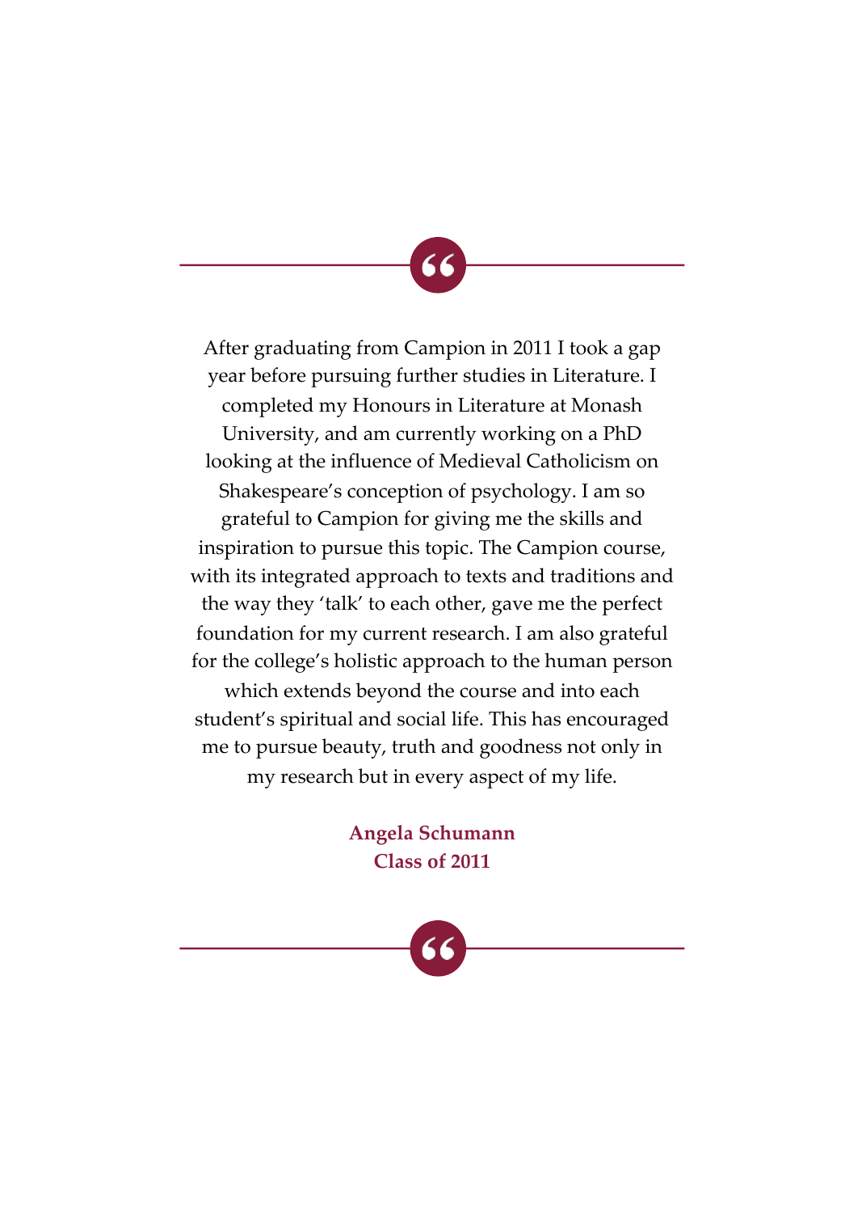After graduating from Campion in 2011 I took a gap year before pursuing further studies in Literature. I completed my Honours in Literature at Monash University, and am currently working on a PhD looking at the influence of Medieval Catholicism on Shakespeare's conception of psychology. I am so grateful to Campion for giving me the skills and inspiration to pursue this topic. The Campion course, with its integrated approach to texts and traditions and the way they 'talk' to each other, gave me the perfect foundation for my current research. I am also grateful for the college's holistic approach to the human person which extends beyond the course and into each student's spiritual and social life. This has encouraged me to pursue beauty, truth and goodness not only in my research but in every aspect of my life.

**Angela Schumann**
**Class of 2011**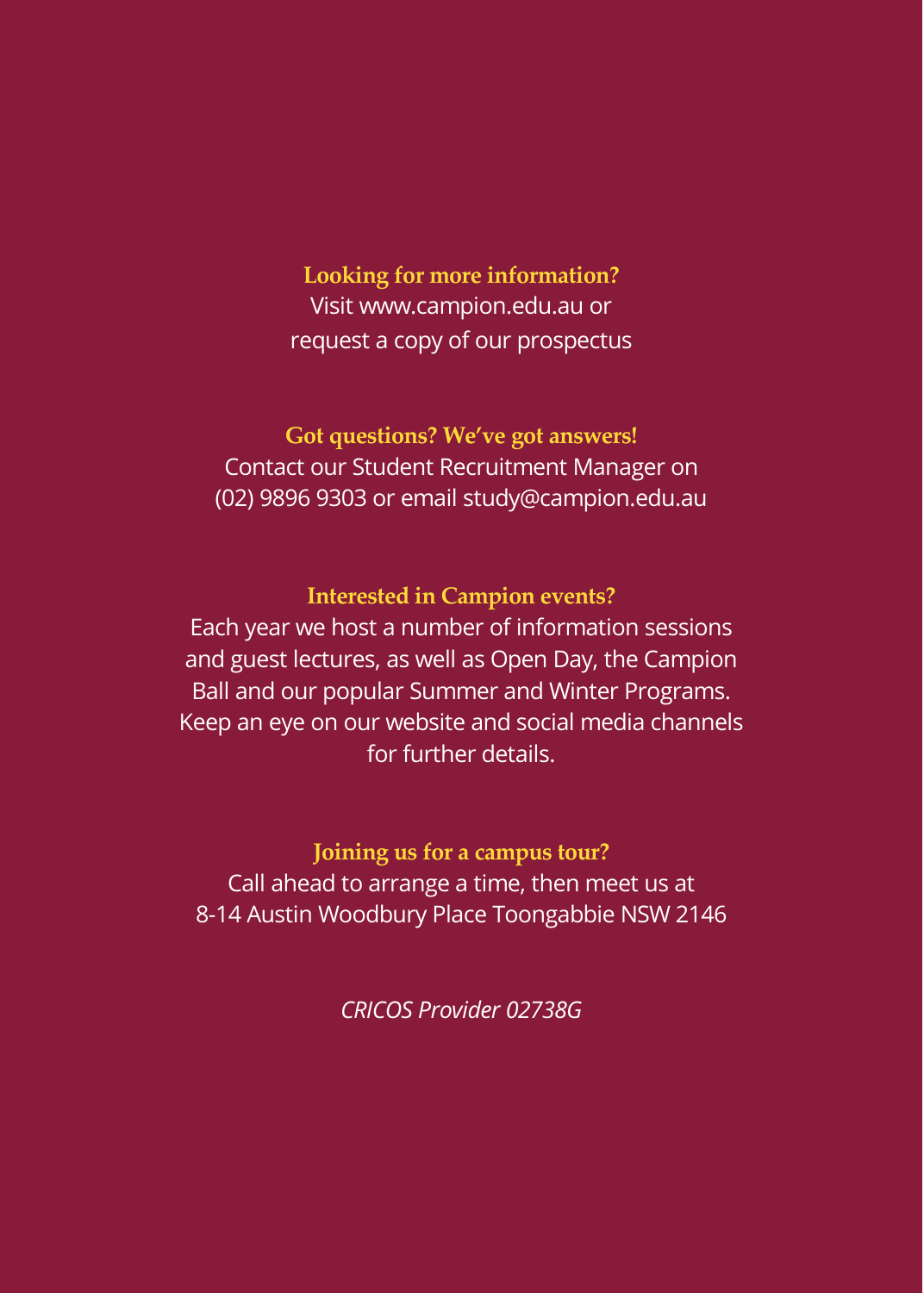**Looking for more information?**

Visit www.campion.edu.au or request a copy of our prospectus

**Got questions? We've got answers!**

Contact our Student Recruitment Manager on (02) 9896 9303 or email study@campion.edu.au

**Interested in Campion events?**

Each year we host a number of information sessions and guest lectures, as well as Open Day, the Campion Ball and our popular Summer and Winter Programs. Keep an eye on our website and social media channels for further details.

**Joining us for a campus tour?**

Call ahead to arrange a time, then meet us at 8-14 Austin Woodbury Place Toongabbie NSW 2146

*CRICOS Provider 02738G*